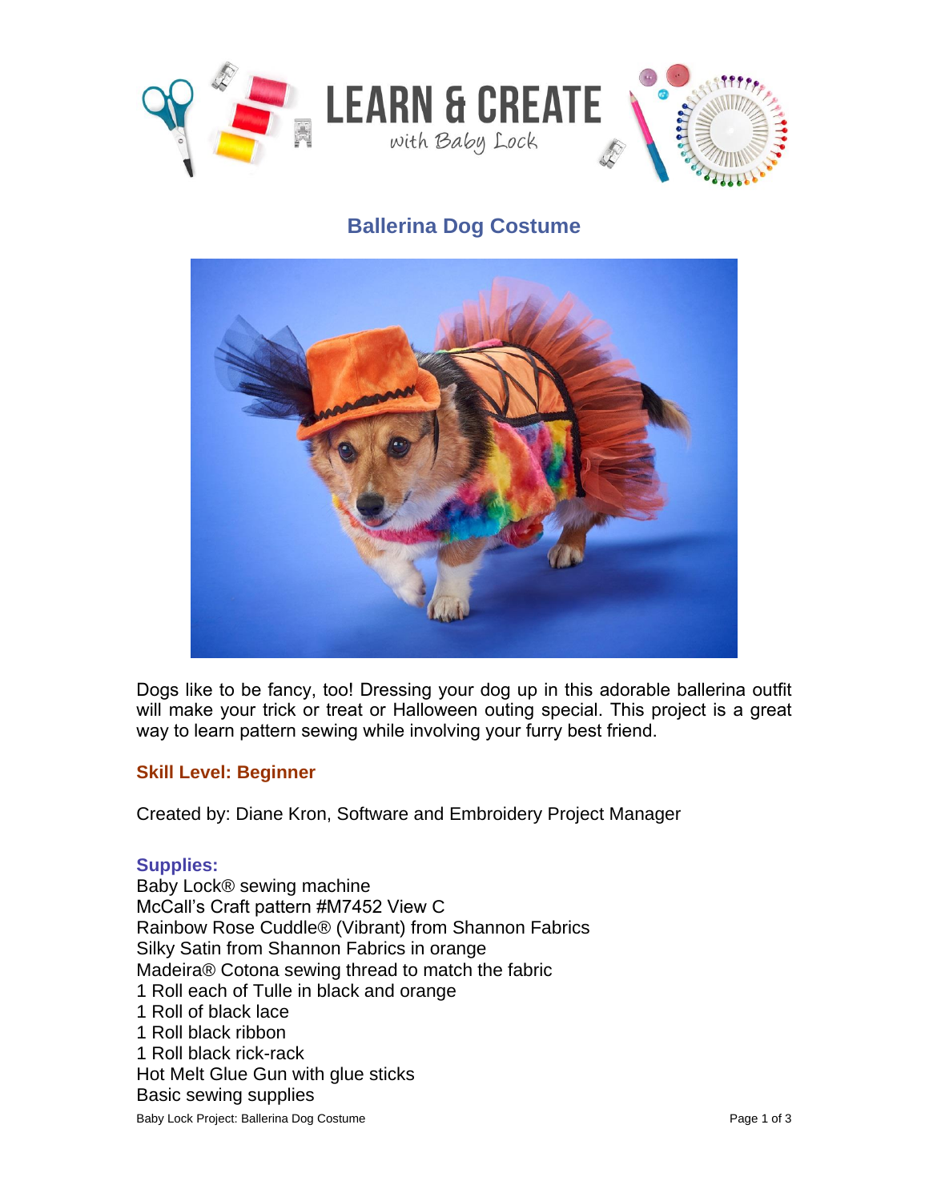# Ballerina Dog Costume

Dogs like to be fancy, too! Dressing your dog up in this adorable ballerina outfit will make your trick or treat or Halloween outing special. This project is a great way to learn pattern sewing while involving your furry best friend.

**Skill Level: Beginner**

Created by: Diane Kron, Software and Embroidery Project Manager

**Supplies:**

Baby Lock® sewing machine
McCall's Craft pattern #M7452 View C
Rainbow Rose Cuddle® (Vibrant) from Shannon Fabrics
Silky Satin from Shannon Fabrics in orange
Madeira® Cotona sewing thread to match the fabric
1 Roll each of Tulle in black and orange
1 Roll of black lace
1 Roll black ribbon
1 Roll black rick-rack
Hot Melt Glue Gun with glue sticks
Basic sewing supplies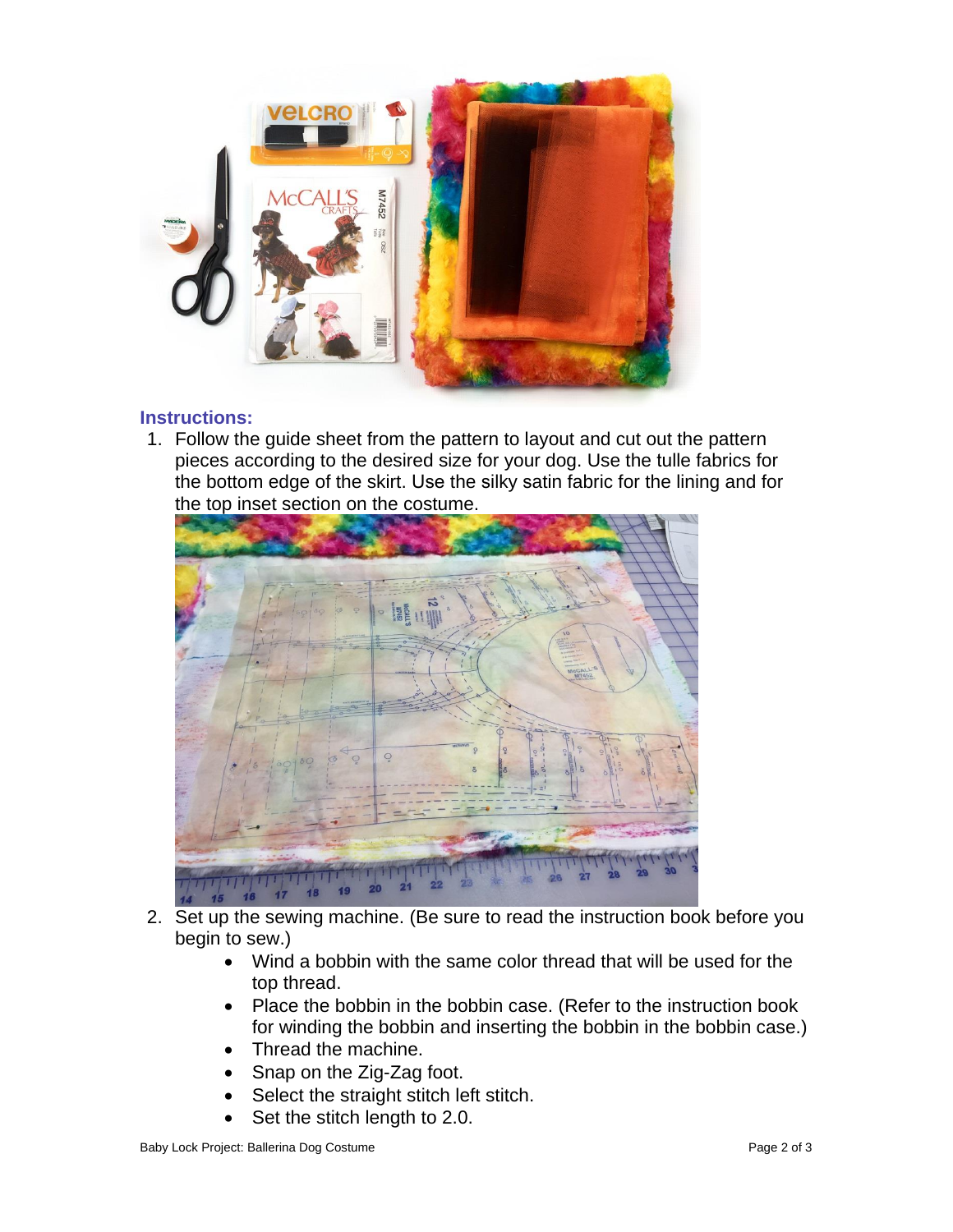### Instructions:

1. Follow the guide sheet from the pattern to layout and cut out the pattern pieces according to the desired size for your dog. Use the tulle fabrics for the bottom edge of the skirt. Use the silky satin fabric for the lining and for the top inset section on the costume.
2. Set up the sewing machine. (Be sure to read the instruction book before you begin to sew.)
   - Wind a bobbin with the same color thread that will be used for the top thread.
   - Place the bobbin in the bobbin case. (Refer to the instruction book for winding the bobbin and inserting the bobbin in the bobbin case.)
   - Thread the machine.
   - Snap on the Zig-Zag foot.
   - Select the straight stitch left stitch.
   - Set the stitch length to 2.0.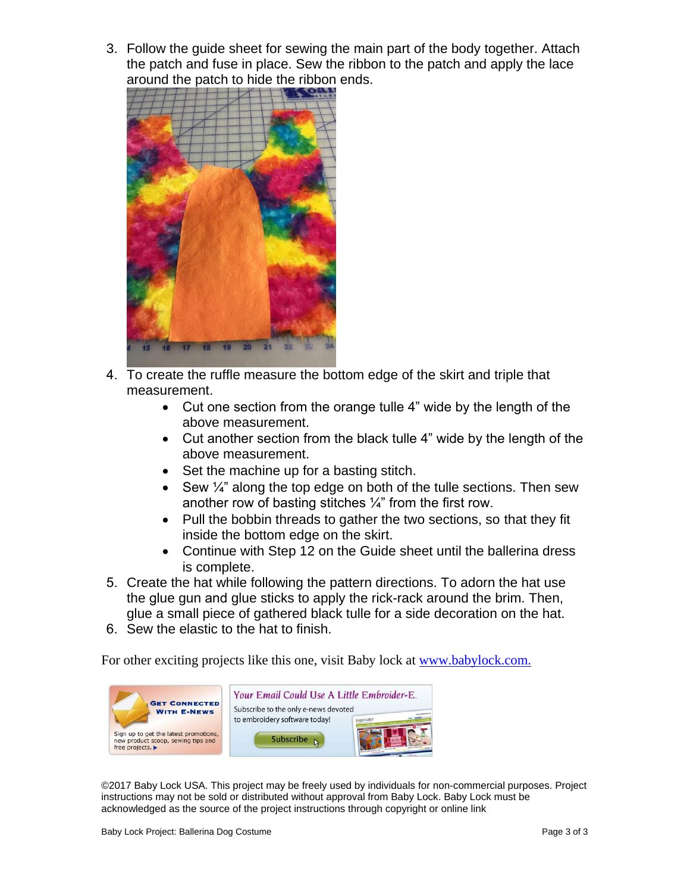3. Follow the guide sheet for sewing the main part of the body together. Attach the patch and fuse in place. Sew the ribbon to the patch and apply the lace around the patch to hide the ribbon ends.

4. To create the ruffle measure the bottom edge of the skirt and triple that measurement.
    - Cut one section from the orange tulle 4" wide by the length of the above measurement.
    - Cut another section from the black tulle 4" wide by the length of the above measurement.
    - Set the machine up for a basting stitch.
    - Sew ¼" along the top edge on both of the tulle sections. Then sew another row of basting stitches ¼" from the first row.
    - Pull the bobbin threads to gather the two sections, so that they fit inside the bottom edge on the skirt.
    - Continue with Step 12 on the Guide sheet until the ballerina dress is complete.
5. Create the hat while following the pattern directions. To adorn the hat use the glue gun and glue sticks to apply the rick-rack around the brim. Then, glue a small piece of gathered black tulle for a side decoration on the hat.
6. Sew the elastic to the hat to finish.

For other exciting projects like this one, visit Baby lock at [www.babylock.com.](http://www.babylock.com)

GET CONNECTED WITH E-NEWS

Sign up to get the latest promotions, new product scoop, sewing tips and free projects.

*Your Email Could Use A Little Embroider-E.*

Subscribe to the only e-news devoted to embroidery software today!

Subscribe

©2017 Baby Lock USA. This project may be freely used by individuals for non-commercial purposes. Project instructions may not be sold or distributed without approval from Baby Lock. Baby Lock must be acknowledged as the source of the project instructions through copyright or online link